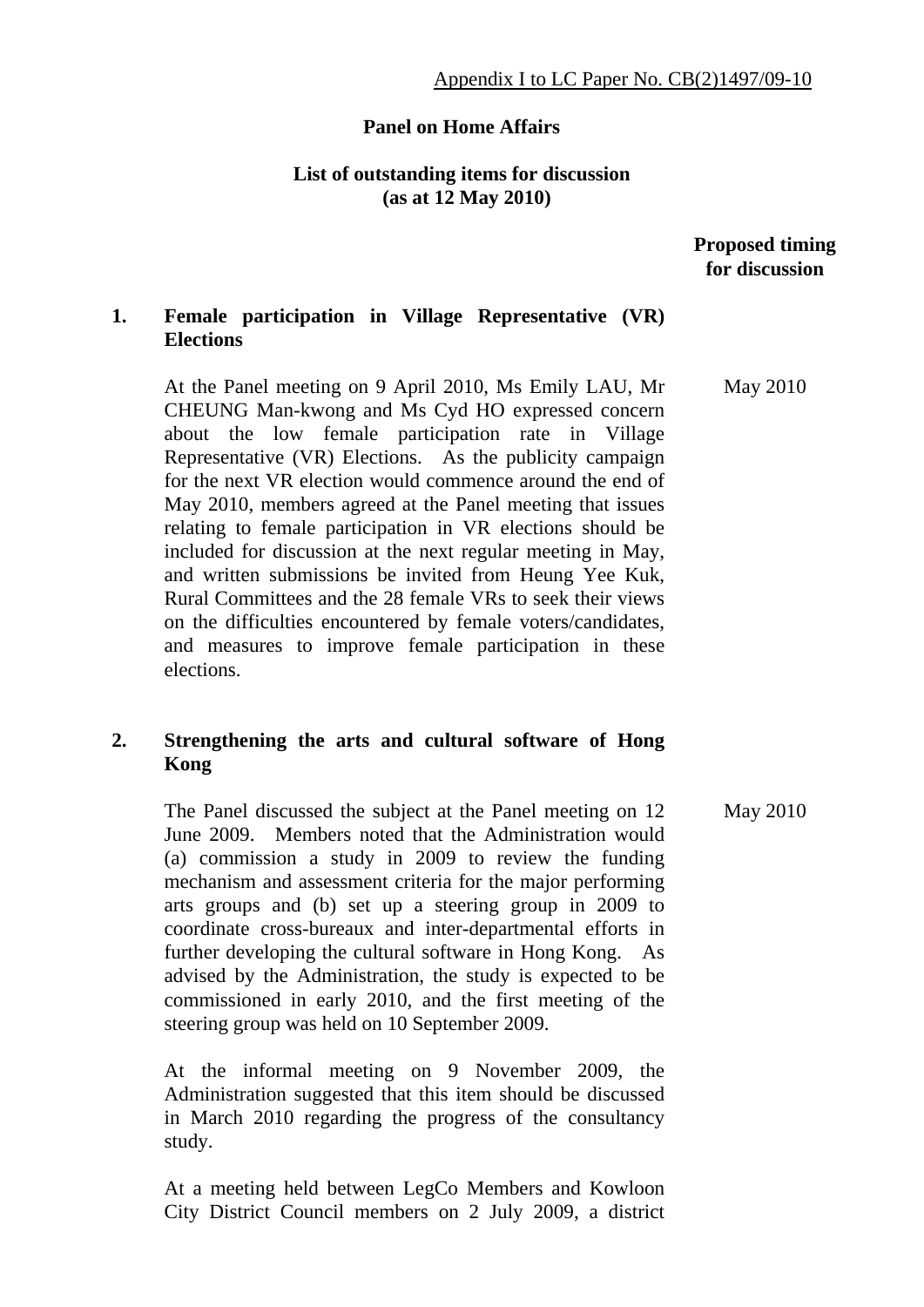Appendix I to LC Paper No. CB(2)1497/09-10

**Panel on Home Affairs**

**List of outstanding items for discussion**
**(as at 12 May 2010)**

**Proposed timing for discussion**

**1. Female participation in Village Representative (VR) Elections**

At the Panel meeting on 9 April 2010, Ms Emily LAU, Mr CHEUNG Man-kwong and Ms Cyd HO expressed concern about the low female participation rate in Village Representative (VR) Elections. As the publicity campaign for the next VR election would commence around the end of May 2010, members agreed at the Panel meeting that issues relating to female participation in VR elections should be included for discussion at the next regular meeting in May, and written submissions be invited from Heung Yee Kuk, Rural Committees and the 28 female VRs to seek their views on the difficulties encountered by female voters/candidates, and measures to improve female participation in these elections.

May 2010

**2. Strengthening the arts and cultural software of Hong Kong**

The Panel discussed the subject at the Panel meeting on 12 June 2009. Members noted that the Administration would (a) commission a study in 2009 to review the funding mechanism and assessment criteria for the major performing arts groups and (b) set up a steering group in 2009 to coordinate cross-bureaux and inter-departmental efforts in further developing the cultural software in Hong Kong. As advised by the Administration, the study is expected to be commissioned in early 2010, and the first meeting of the steering group was held on 10 September 2009.

May 2010

At the informal meeting on 9 November 2009, the Administration suggested that this item should be discussed in March 2010 regarding the progress of the consultancy study.

At a meeting held between LegCo Members and Kowloon City District Council members on 2 July 2009, a district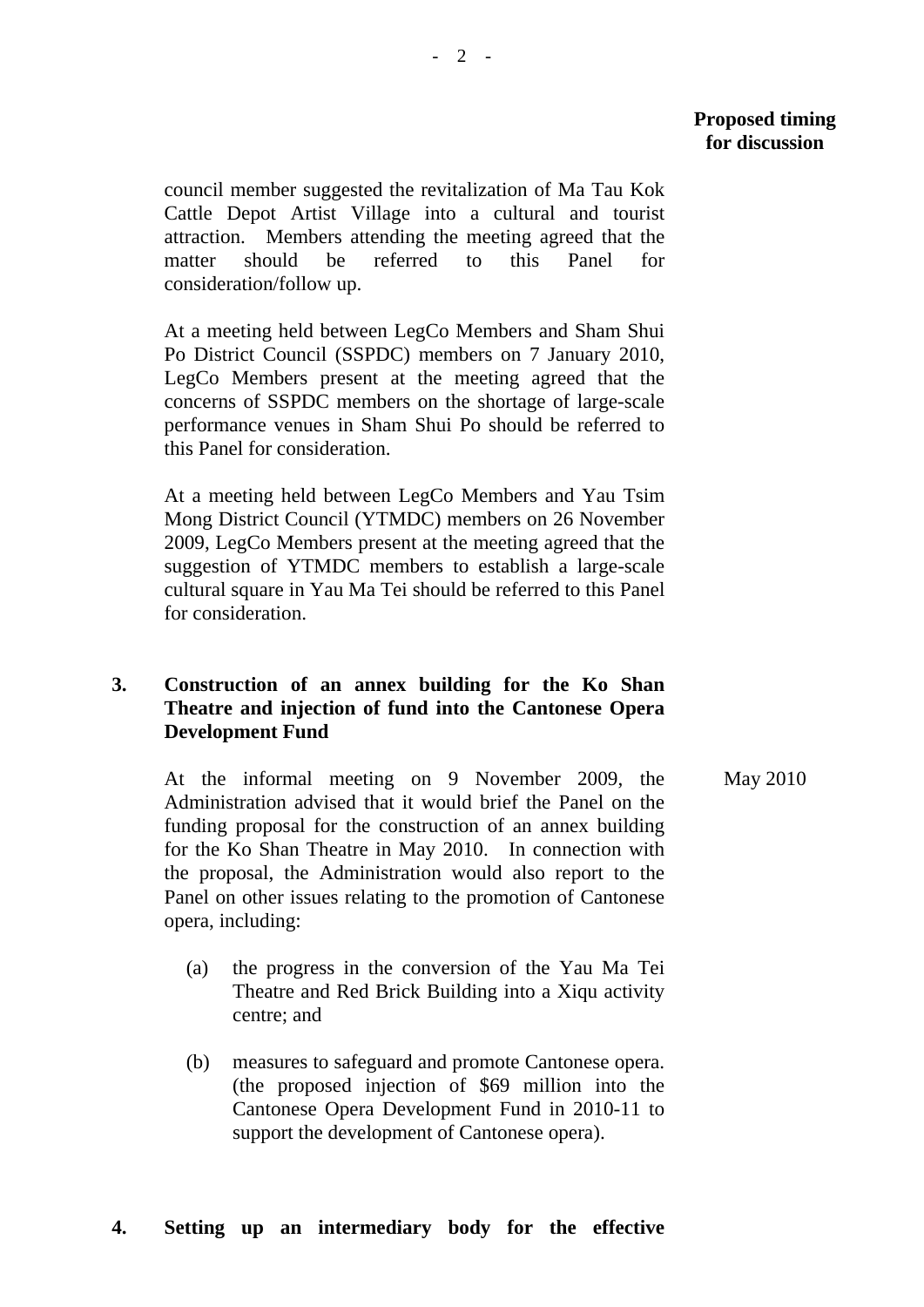**Proposed timing for discussion**

council member suggested the revitalization of Ma Tau Kok Cattle Depot Artist Village into a cultural and tourist attraction. Members attending the meeting agreed that the matter should be referred to this Panel for consideration/follow up.

At a meeting held between LegCo Members and Sham Shui Po District Council (SSPDC) members on 7 January 2010, LegCo Members present at the meeting agreed that the concerns of SSPDC members on the shortage of large-scale performance venues in Sham Shui Po should be referred to this Panel for consideration.

At a meeting held between LegCo Members and Yau Tsim Mong District Council (YTMDC) members on 26 November 2009, LegCo Members present at the meeting agreed that the suggestion of YTMDC members to establish a large-scale cultural square in Yau Ma Tei should be referred to this Panel for consideration.

**3. Construction of an annex building for the Ko Shan Theatre and injection of fund into the Cantonese Opera Development Fund**

At the informal meeting on 9 November 2009, the Administration advised that it would brief the Panel on the funding proposal for the construction of an annex building for the Ko Shan Theatre in May 2010. In connection with the proposal, the Administration would also report to the Panel on other issues relating to the promotion of Cantonese opera, including: — May 2010

(a) the progress in the conversion of the Yau Ma Tei Theatre and Red Brick Building into a Xiqu activity centre; and

(b) measures to safeguard and promote Cantonese opera. (the proposed injection of $69 million into the Cantonese Opera Development Fund in 2010-11 to support the development of Cantonese opera).

**4. Setting up an intermediary body for the effective**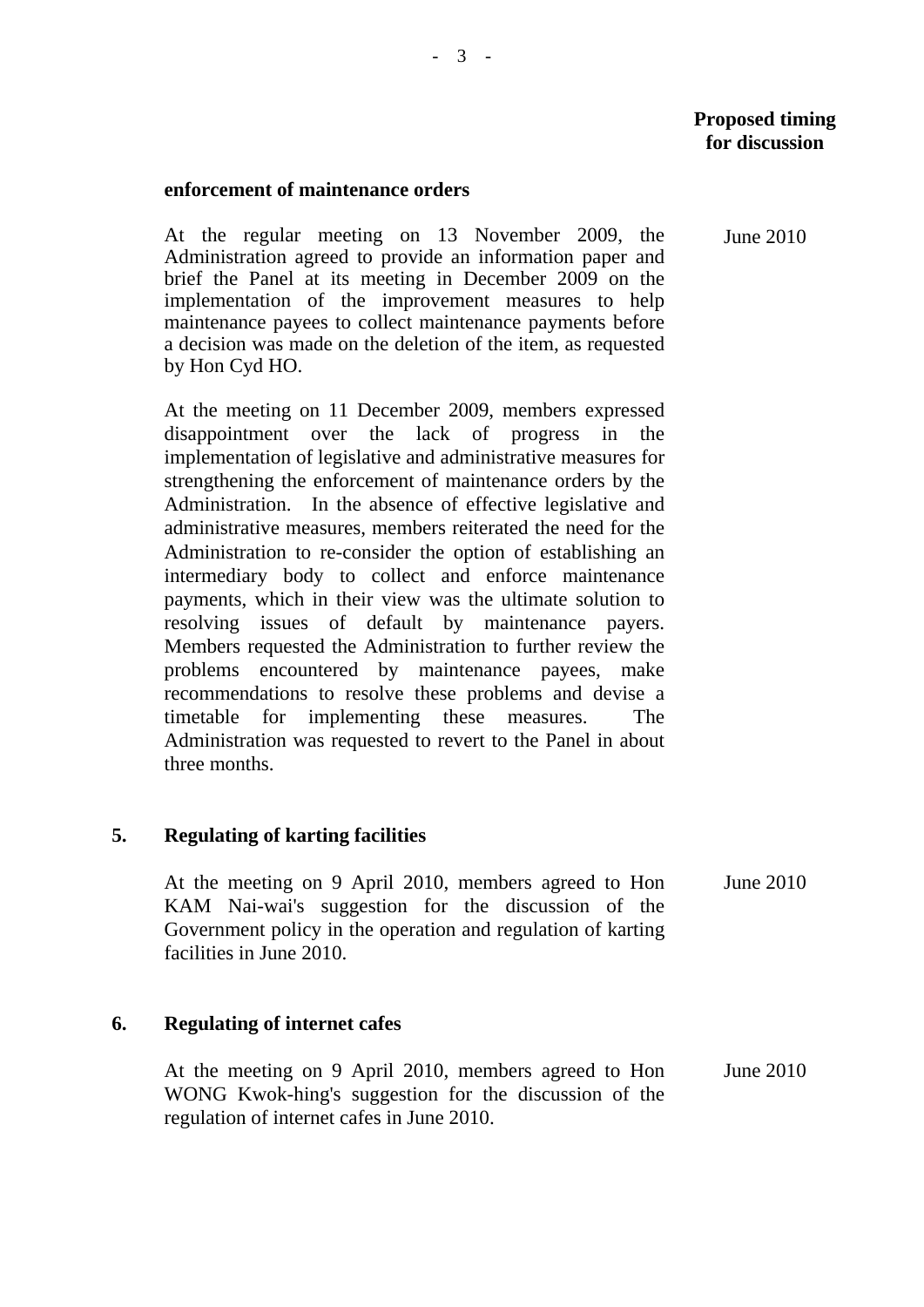**Proposed timing for discussion**

**enforcement of maintenance orders**

At the regular meeting on 13 November 2009, the Administration agreed to provide an information paper and brief the Panel at its meeting in December 2009 on the implementation of the improvement measures to help maintenance payees to collect maintenance payments before a decision was made on the deletion of the item, as requested by Hon Cyd HO. — June 2010

At the meeting on 11 December 2009, members expressed disappointment over the lack of progress in the implementation of legislative and administrative measures for strengthening the enforcement of maintenance orders by the Administration. In the absence of effective legislative and administrative measures, members reiterated the need for the Administration to re-consider the option of establishing an intermediary body to collect and enforce maintenance payments, which in their view was the ultimate solution to resolving issues of default by maintenance payers. Members requested the Administration to further review the problems encountered by maintenance payees, make recommendations to resolve these problems and devise a timetable for implementing these measures. The Administration was requested to revert to the Panel in about three months.

**5. Regulating of karting facilities**

At the meeting on 9 April 2010, members agreed to Hon KAM Nai-wai's suggestion for the discussion of the Government policy in the operation and regulation of karting facilities in June 2010. — June 2010

**6. Regulating of internet cafes**

At the meeting on 9 April 2010, members agreed to Hon WONG Kwok-hing's suggestion for the discussion of the regulation of internet cafes in June 2010. — June 2010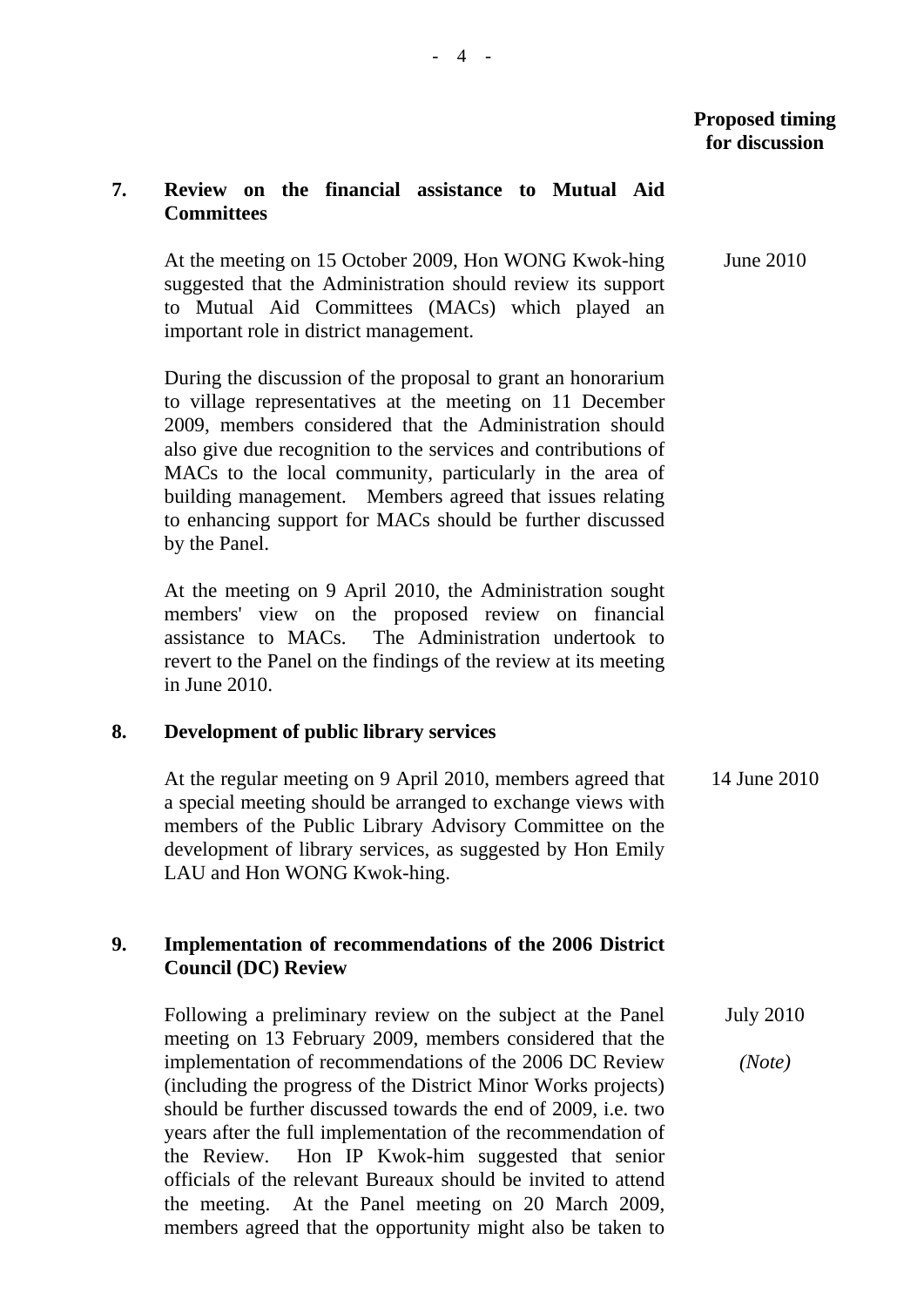**Proposed timing for discussion**

**7. Review on the financial assistance to Mutual Aid Committees**

At the meeting on 15 October 2009, Hon WONG Kwok-hing suggested that the Administration should review its support to Mutual Aid Committees (MACs) which played an important role in district management. — June 2010

During the discussion of the proposal to grant an honorarium to village representatives at the meeting on 11 December 2009, members considered that the Administration should also give due recognition to the services and contributions of MACs to the local community, particularly in the area of building management. Members agreed that issues relating to enhancing support for MACs should be further discussed by the Panel.

At the meeting on 9 April 2010, the Administration sought members' view on the proposed review on financial assistance to MACs. The Administration undertook to revert to the Panel on the findings of the review at its meeting in June 2010.

**8. Development of public library services**

At the regular meeting on 9 April 2010, members agreed that a special meeting should be arranged to exchange views with members of the Public Library Advisory Committee on the development of library services, as suggested by Hon Emily LAU and Hon WONG Kwok-hing. — 14 June 2010

**9. Implementation of recommendations of the 2006 District Council (DC) Review**

Following a preliminary review on the subject at the Panel meeting on 13 February 2009, members considered that the implementation of recommendations of the 2006 DC Review (including the progress of the District Minor Works projects) should be further discussed towards the end of 2009, i.e. two years after the full implementation of the recommendation of the Review. Hon IP Kwok-him suggested that senior officials of the relevant Bureaux should be invited to attend the meeting. At the Panel meeting on 20 March 2009, members agreed that the opportunity might also be taken to — July 2010 *(Note)*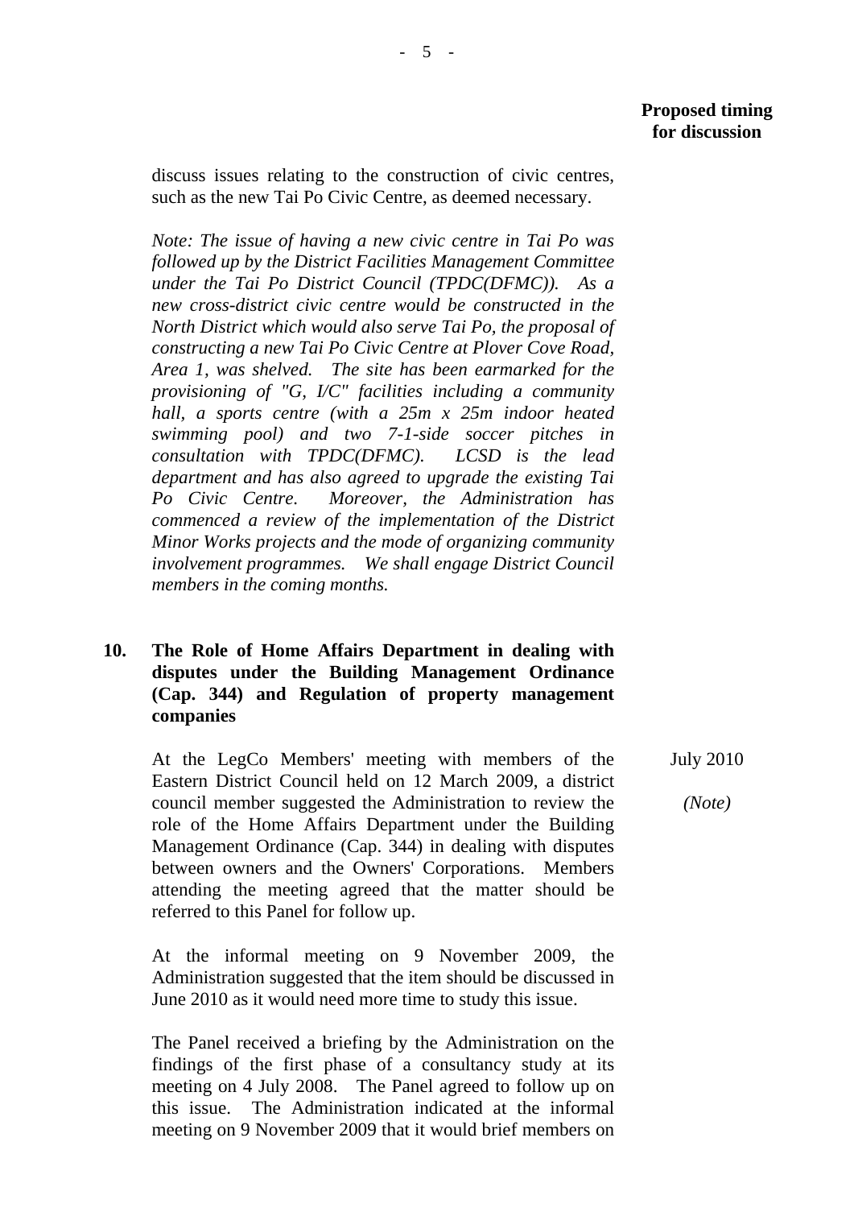**Proposed timing for discussion**

discuss issues relating to the construction of civic centres, such as the new Tai Po Civic Centre, as deemed necessary.

*Note: The issue of having a new civic centre in Tai Po was followed up by the District Facilities Management Committee under the Tai Po District Council (TPDC(DFMC)). As a new cross-district civic centre would be constructed in the North District which would also serve Tai Po, the proposal of constructing a new Tai Po Civic Centre at Plover Cove Road, Area 1, was shelved. The site has been earmarked for the provisioning of "G, I/C" facilities including a community hall, a sports centre (with a 25m x 25m indoor heated swimming pool) and two 7-1-side soccer pitches in consultation with TPDC(DFMC). LCSD is the lead department and has also agreed to upgrade the existing Tai Po Civic Centre. Moreover, the Administration has commenced a review of the implementation of the District Minor Works projects and the mode of organizing community involvement programmes. We shall engage District Council members in the coming months.*

**10. The Role of Home Affairs Department in dealing with disputes under the Building Management Ordinance (Cap. 344) and Regulation of property management companies**

At the LegCo Members' meeting with members of the Eastern District Council held on 12 March 2009, a district council member suggested the Administration to review the role of the Home Affairs Department under the Building Management Ordinance (Cap. 344) in dealing with disputes between owners and the Owners' Corporations. Members attending the meeting agreed that the matter should be referred to this Panel for follow up.

July 2010

*(Note)*

At the informal meeting on 9 November 2009, the Administration suggested that the item should be discussed in June 2010 as it would need more time to study this issue.

The Panel received a briefing by the Administration on the findings of the first phase of a consultancy study at its meeting on 4 July 2008. The Panel agreed to follow up on this issue. The Administration indicated at the informal meeting on 9 November 2009 that it would brief members on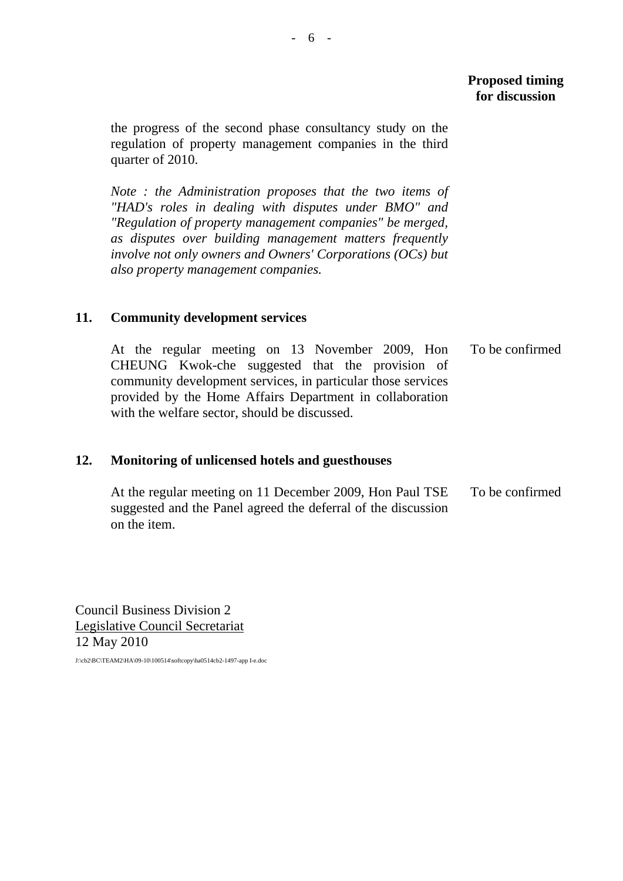**Proposed timing for discussion**

the progress of the second phase consultancy study on the regulation of property management companies in the third quarter of 2010.

*Note : the Administration proposes that the two items of "HAD's roles in dealing with disputes under BMO" and "Regulation of property management companies" be merged, as disputes over building management matters frequently involve not only owners and Owners' Corporations (OCs) but also property management companies.*

**11. Community development services**

At the regular meeting on 13 November 2009, Hon CHEUNG Kwok-che suggested that the provision of community development services, in particular those services provided by the Home Affairs Department in collaboration with the welfare sector, should be discussed. — To be confirmed

**12. Monitoring of unlicensed hotels and guesthouses**

At the regular meeting on 11 December 2009, Hon Paul TSE suggested and the Panel agreed the deferral of the discussion on the item. — To be confirmed

Council Business Division 2
Legislative Council Secretariat
12 May 2010

J:\cb2\BC\TEAM2\HA\09-10\100514\softcopy\ha0514cb2-1497-app I-e.doc